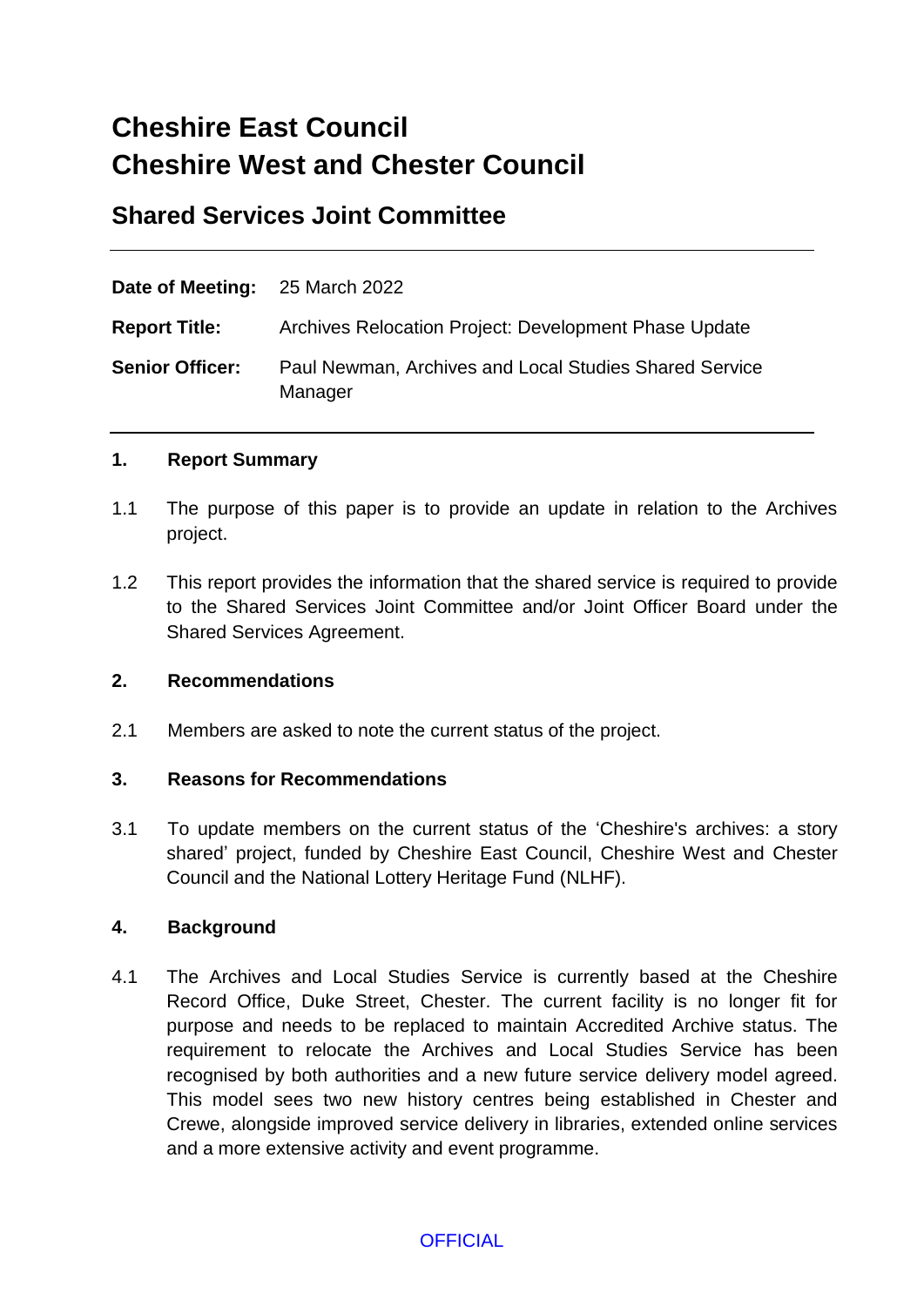# Cheshire East Council
# Cheshire West and Chester Council

## Shared Services Joint Committee

---

**Date of Meeting:** 25 March 2022

**Report Title:** Archives Relocation Project: Development Phase Update

**Senior Officer:** Paul Newman, Archives and Local Studies Shared Service Manager

---

### 1. Report Summary

1.1 The purpose of this paper is to provide an update in relation to the Archives project.

1.2 This report provides the information that the shared service is required to provide to the Shared Services Joint Committee and/or Joint Officer Board under the Shared Services Agreement.

### 2. Recommendations

2.1 Members are asked to note the current status of the project.

### 3. Reasons for Recommendations

3.1 To update members on the current status of the 'Cheshire's archives: a story shared' project, funded by Cheshire East Council, Cheshire West and Chester Council and the National Lottery Heritage Fund (NLHF).

### 4. Background

4.1 The Archives and Local Studies Service is currently based at the Cheshire Record Office, Duke Street, Chester. The current facility is no longer fit for purpose and needs to be replaced to maintain Accredited Archive status. The requirement to relocate the Archives and Local Studies Service has been recognised by both authorities and a new future service delivery model agreed. This model sees two new history centres being established in Chester and Crewe, alongside improved service delivery in libraries, extended online services and a more extensive activity and event programme.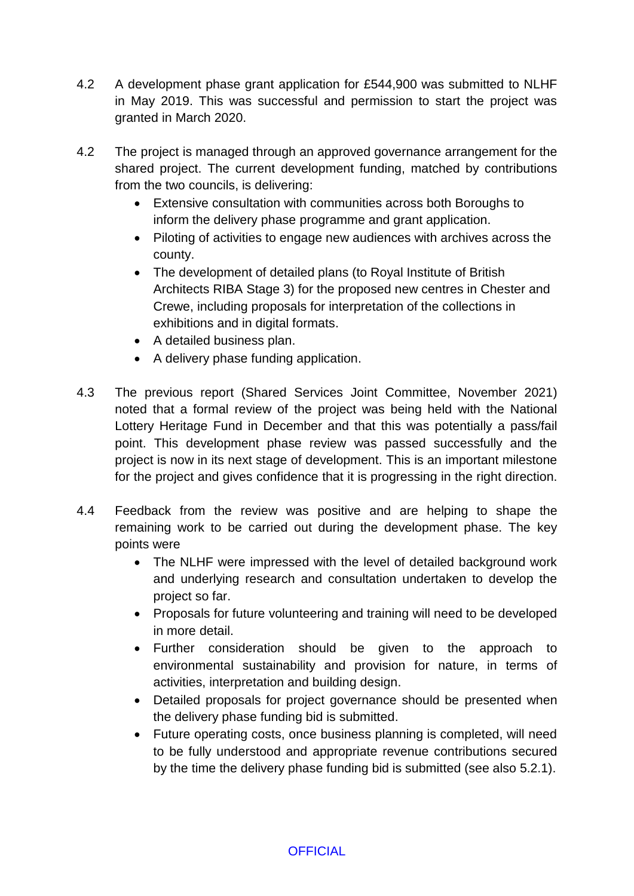4.2 A development phase grant application for £544,900 was submitted to NLHF in May 2019. This was successful and permission to start the project was granted in March 2020.

4.2 The project is managed through an approved governance arrangement for the shared project. The current development funding, matched by contributions from the two councils, is delivering:

- Extensive consultation with communities across both Boroughs to inform the delivery phase programme and grant application.
- Piloting of activities to engage new audiences with archives across the county.
- The development of detailed plans (to Royal Institute of British Architects RIBA Stage 3) for the proposed new centres in Chester and Crewe, including proposals for interpretation of the collections in exhibitions and in digital formats.
- A detailed business plan.
- A delivery phase funding application.

4.3 The previous report (Shared Services Joint Committee, November 2021) noted that a formal review of the project was being held with the National Lottery Heritage Fund in December and that this was potentially a pass/fail point. This development phase review was passed successfully and the project is now in its next stage of development. This is an important milestone for the project and gives confidence that it is progressing in the right direction.

4.4 Feedback from the review was positive and are helping to shape the remaining work to be carried out during the development phase. The key points were

- The NLHF were impressed with the level of detailed background work and underlying research and consultation undertaken to develop the project so far.
- Proposals for future volunteering and training will need to be developed in more detail.
- Further consideration should be given to the approach to environmental sustainability and provision for nature, in terms of activities, interpretation and building design.
- Detailed proposals for project governance should be presented when the delivery phase funding bid is submitted.
- Future operating costs, once business planning is completed, will need to be fully understood and appropriate revenue contributions secured by the time the delivery phase funding bid is submitted (see also 5.2.1).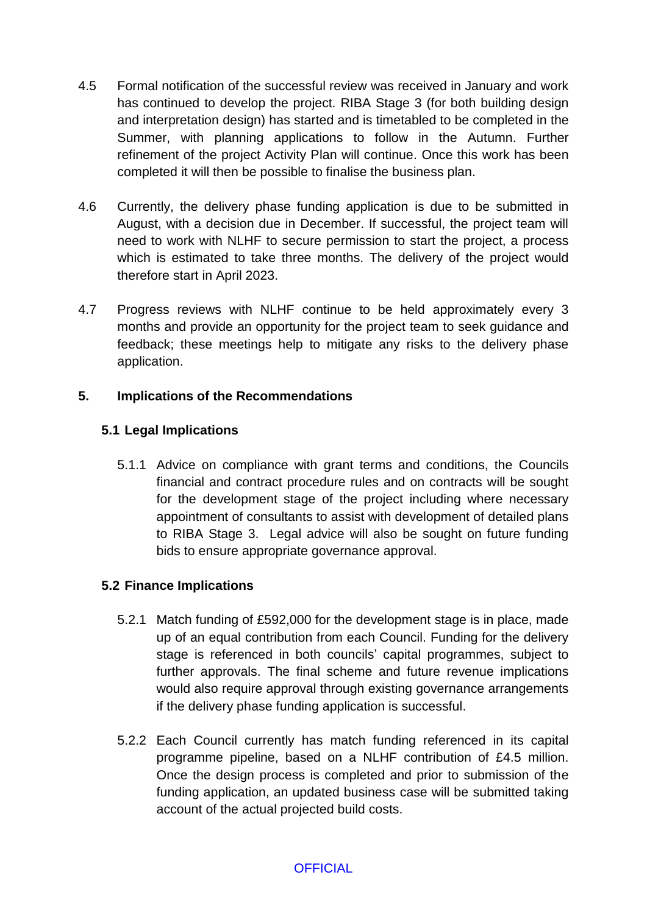4.5 Formal notification of the successful review was received in January and work has continued to develop the project. RIBA Stage 3 (for both building design and interpretation design) has started and is timetabled to be completed in the Summer, with planning applications to follow in the Autumn. Further refinement of the project Activity Plan will continue. Once this work has been completed it will then be possible to finalise the business plan.

4.6 Currently, the delivery phase funding application is due to be submitted in August, with a decision due in December. If successful, the project team will need to work with NLHF to secure permission to start the project, a process which is estimated to take three months. The delivery of the project would therefore start in April 2023.

4.7 Progress reviews with NLHF continue to be held approximately every 3 months and provide an opportunity for the project team to seek guidance and feedback; these meetings help to mitigate any risks to the delivery phase application.

## 5. Implications of the Recommendations

### 5.1 Legal Implications

5.1.1 Advice on compliance with grant terms and conditions, the Councils financial and contract procedure rules and on contracts will be sought for the development stage of the project including where necessary appointment of consultants to assist with development of detailed plans to RIBA Stage 3. Legal advice will also be sought on future funding bids to ensure appropriate governance approval.

### 5.2 Finance Implications

5.2.1 Match funding of £592,000 for the development stage is in place, made up of an equal contribution from each Council. Funding for the delivery stage is referenced in both councils' capital programmes, subject to further approvals. The final scheme and future revenue implications would also require approval through existing governance arrangements if the delivery phase funding application is successful.

5.2.2 Each Council currently has match funding referenced in its capital programme pipeline, based on a NLHF contribution of £4.5 million. Once the design process is completed and prior to submission of the funding application, an updated business case will be submitted taking account of the actual projected build costs.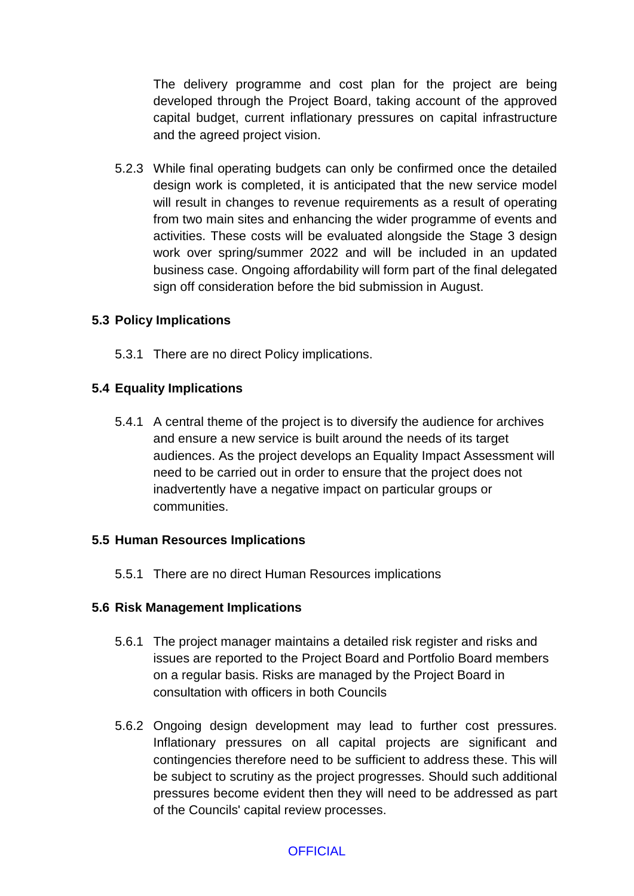The delivery programme and cost plan for the project are being developed through the Project Board, taking account of the approved capital budget, current inflationary pressures on capital infrastructure and the agreed project vision.

5.2.3 While final operating budgets can only be confirmed once the detailed design work is completed, it is anticipated that the new service model will result in changes to revenue requirements as a result of operating from two main sites and enhancing the wider programme of events and activities. These costs will be evaluated alongside the Stage 3 design work over spring/summer 2022 and will be included in an updated business case. Ongoing affordability will form part of the final delegated sign off consideration before the bid submission in August.

**5.3 Policy Implications**

5.3.1 There are no direct Policy implications.

**5.4 Equality Implications**

5.4.1 A central theme of the project is to diversify the audience for archives and ensure a new service is built around the needs of its target audiences. As the project develops an Equality Impact Assessment will need to be carried out in order to ensure that the project does not inadvertently have a negative impact on particular groups or communities.

**5.5 Human Resources Implications**

5.5.1 There are no direct Human Resources implications

**5.6 Risk Management Implications**

5.6.1 The project manager maintains a detailed risk register and risks and issues are reported to the Project Board and Portfolio Board members on a regular basis. Risks are managed by the Project Board in consultation with officers in both Councils

5.6.2 Ongoing design development may lead to further cost pressures. Inflationary pressures on all capital projects are significant and contingencies therefore need to be sufficient to address these. This will be subject to scrutiny as the project progresses. Should such additional pressures become evident then they will need to be addressed as part of the Councils' capital review processes.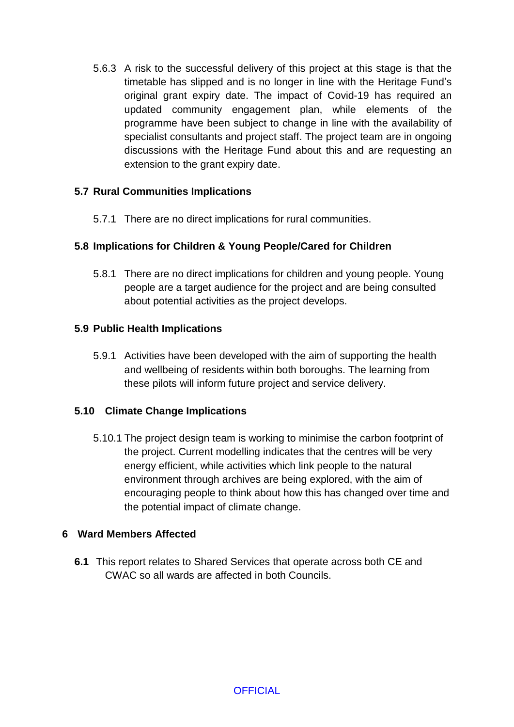5.6.3 A risk to the successful delivery of this project at this stage is that the timetable has slipped and is no longer in line with the Heritage Fund's original grant expiry date. The impact of Covid-19 has required an updated community engagement plan, while elements of the programme have been subject to change in line with the availability of specialist consultants and project staff. The project team are in ongoing discussions with the Heritage Fund about this and are requesting an extension to the grant expiry date.

### 5.7 Rural Communities Implications

5.7.1 There are no direct implications for rural communities.

### 5.8 Implications for Children & Young People/Cared for Children

5.8.1 There are no direct implications for children and young people. Young people are a target audience for the project and are being consulted about potential activities as the project develops.

### 5.9 Public Health Implications

5.9.1 Activities have been developed with the aim of supporting the health and wellbeing of residents within both boroughs. The learning from these pilots will inform future project and service delivery.

### 5.10 Climate Change Implications

5.10.1 The project design team is working to minimise the carbon footprint of the project. Current modelling indicates that the centres will be very energy efficient, while activities which link people to the natural environment through archives are being explored, with the aim of encouraging people to think about how this has changed over time and the potential impact of climate change.

## 6 Ward Members Affected

**6.1** This report relates to Shared Services that operate across both CE and CWAC so all wards are affected in both Councils.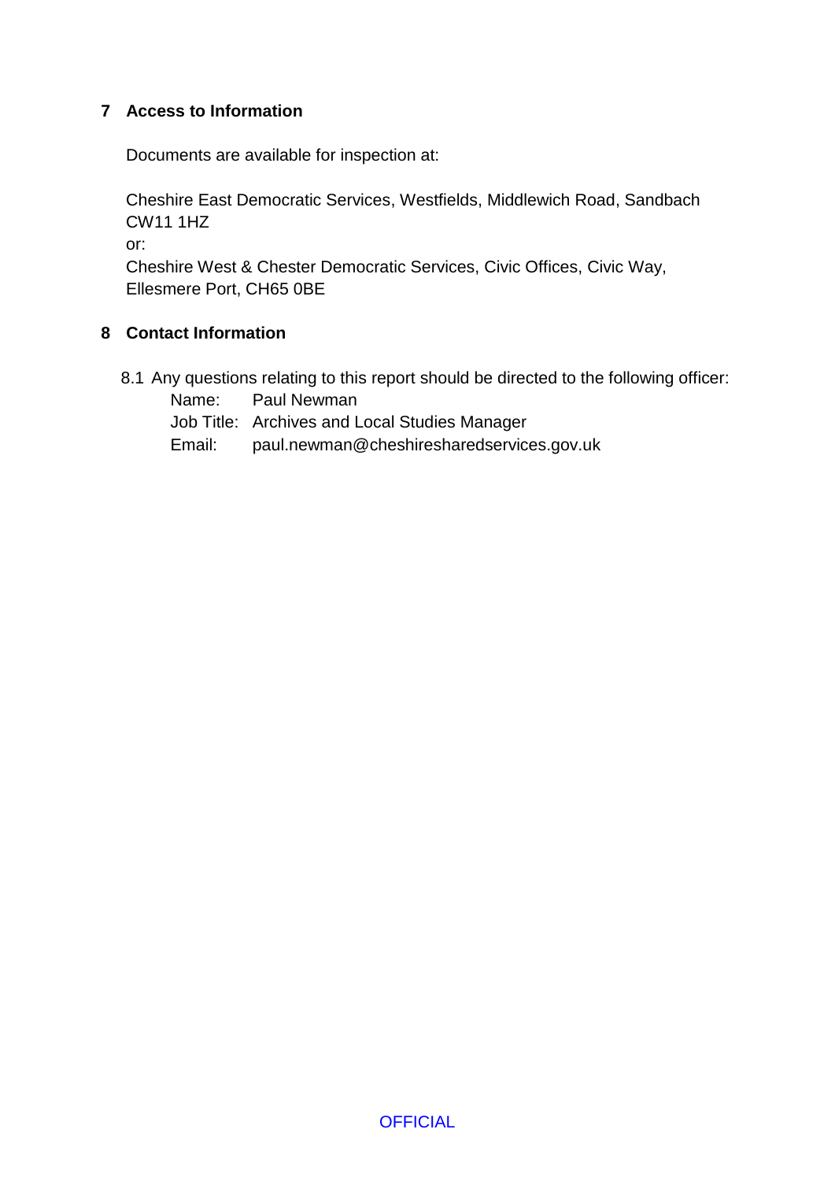## 7 Access to Information

Documents are available for inspection at:

Cheshire East Democratic Services, Westfields, Middlewich Road, Sandbach CW11 1HZ
or:
Cheshire West & Chester Democratic Services, Civic Offices, Civic Way, Ellesmere Port, CH65 0BE

## 8 Contact Information

8.1 Any questions relating to this report should be directed to the following officer:

Name: Paul Newman
Job Title: Archives and Local Studies Manager
Email: paul.newman@cheshiresharedservices.gov.uk